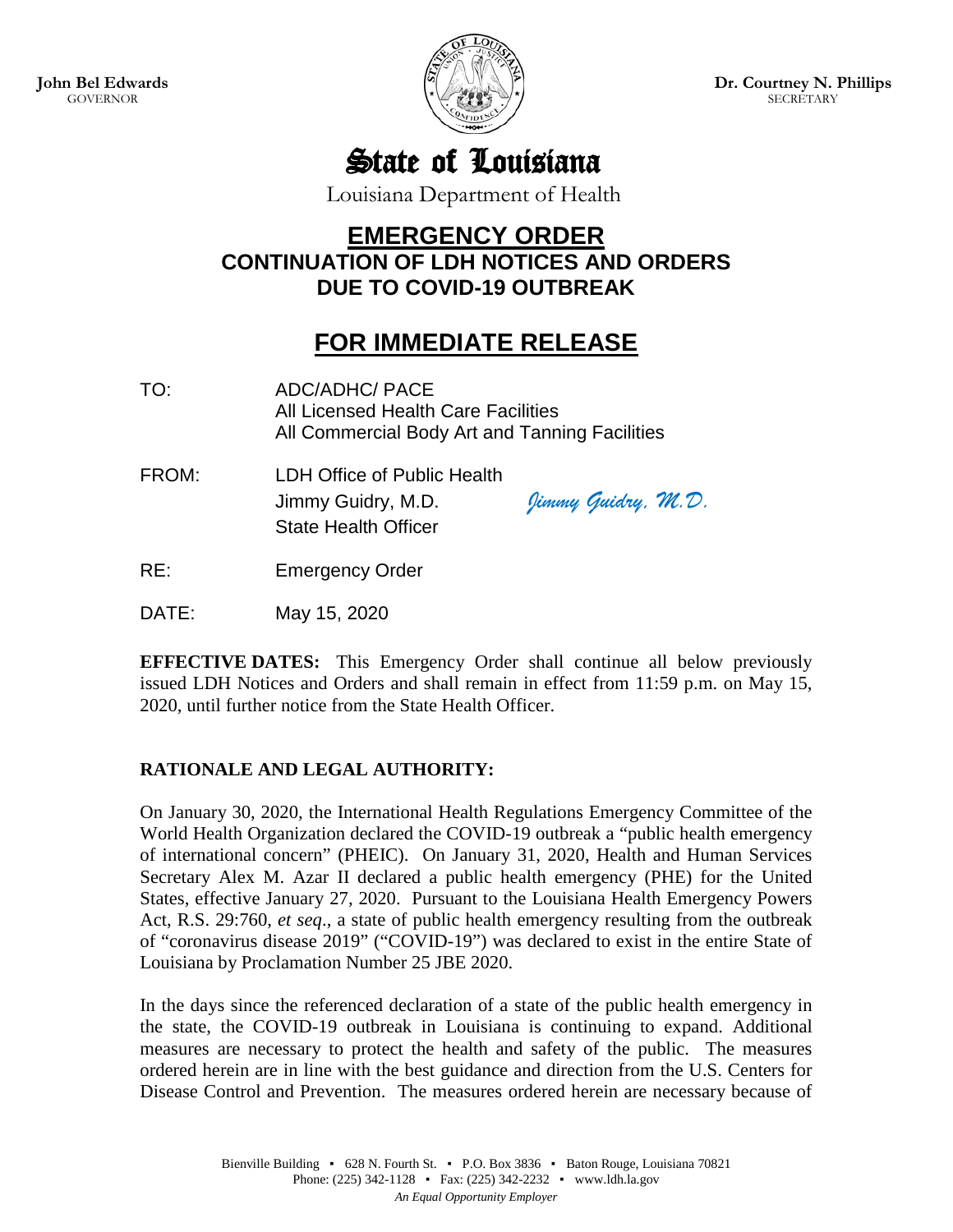**John Bel Edwards**
GOVERNOR

**Dr. Courtney N. Phillips**
SECRETARY

# State of Louisiana

Louisiana Department of Health

## EMERGENCY ORDER
### CONTINUATION OF LDH NOTICES AND ORDERS DUE TO COVID-19 OUTBREAK

## FOR IMMEDIATE RELEASE

TO: ADC/ADHC/ PACE
All Licensed Health Care Facilities
All Commercial Body Art and Tanning Facilities

FROM: LDH Office of Public Health
Jimmy Guidry, M.D. *Jimmy Guidry, M.D.*
State Health Officer

RE: Emergency Order

DATE: May 15, 2020

**EFFECTIVE DATES:** This Emergency Order shall continue all below previously issued LDH Notices and Orders and shall remain in effect from 11:59 p.m. on May 15, 2020, until further notice from the State Health Officer.

**RATIONALE AND LEGAL AUTHORITY:**

On January 30, 2020, the International Health Regulations Emergency Committee of the World Health Organization declared the COVID-19 outbreak a "public health emergency of international concern" (PHEIC). On January 31, 2020, Health and Human Services Secretary Alex M. Azar II declared a public health emergency (PHE) for the United States, effective January 27, 2020. Pursuant to the Louisiana Health Emergency Powers Act, R.S. 29:760, *et seq*., a state of public health emergency resulting from the outbreak of "coronavirus disease 2019" ("COVID-19") was declared to exist in the entire State of Louisiana by Proclamation Number 25 JBE 2020.

In the days since the referenced declaration of a state of the public health emergency in the state, the COVID-19 outbreak in Louisiana is continuing to expand. Additional measures are necessary to protect the health and safety of the public. The measures ordered herein are in line with the best guidance and direction from the U.S. Centers for Disease Control and Prevention. The measures ordered herein are necessary because of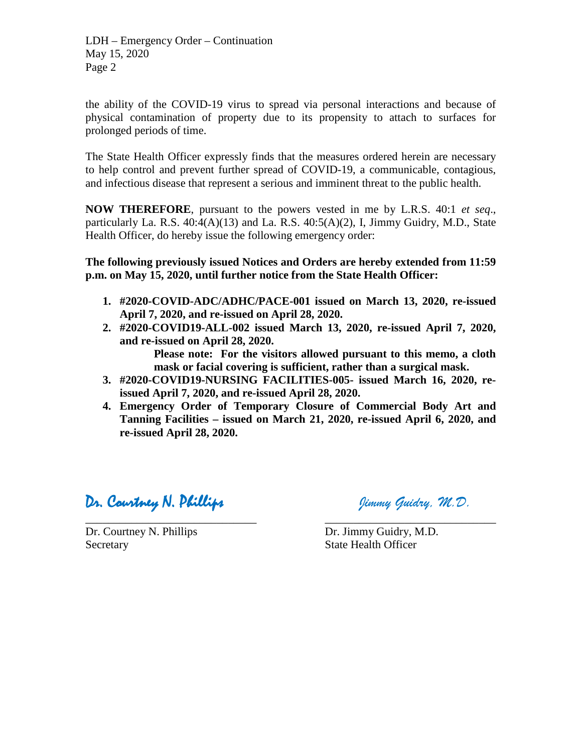the ability of the COVID-19 virus to spread via personal interactions and because of physical contamination of property due to its propensity to attach to surfaces for prolonged periods of time.

The State Health Officer expressly finds that the measures ordered herein are necessary to help control and prevent further spread of COVID-19, a communicable, contagious, and infectious disease that represent a serious and imminent threat to the public health.

**NOW THEREFORE**, pursuant to the powers vested in me by L.R.S. 40:1 *et seq*., particularly La. R.S. 40:4(A)(13) and La. R.S. 40:5(A)(2), I, Jimmy Guidry, M.D., State Health Officer, do hereby issue the following emergency order:

**The following previously issued Notices and Orders are hereby extended from 11:59 p.m. on May 15, 2020, until further notice from the State Health Officer:**

1. **#2020-COVID-ADC/ADHC/PACE-001 issued on March 13, 2020, re-issued April 7, 2020, and re-issued on April 28, 2020.**
2. **#2020-COVID19-ALL-002 issued March 13, 2020, re-issued April 7, 2020, and re-issued on April 28, 2020.**

   **Please note: For the visitors allowed pursuant to this memo, a cloth mask or facial covering is sufficient, rather than a surgical mask.**
3. **#2020-COVID19-NURSING FACILITIES-005- issued March 16, 2020, re-issued April 7, 2020, and re-issued April 28, 2020.**
4. **Emergency Order of Temporary Closure of Commercial Body Art and Tanning Facilities – issued on March 21, 2020, re-issued April 6, 2020, and re-issued April 28, 2020.**

*Dr. Courtney N. Phillips*
\_\_\_\_\_\_\_\_\_\_\_\_\_\_\_\_\_\_\_\_\_\_\_\_\_\_\_\_\_\_
Dr. Courtney N. Phillips
Secretary

*Jimmy Guidry, M.D.*
\_\_\_\_\_\_\_\_\_\_\_\_\_\_\_\_\_\_\_\_\_\_\_\_\_\_\_\_\_\_
Dr. Jimmy Guidry, M.D.
State Health Officer